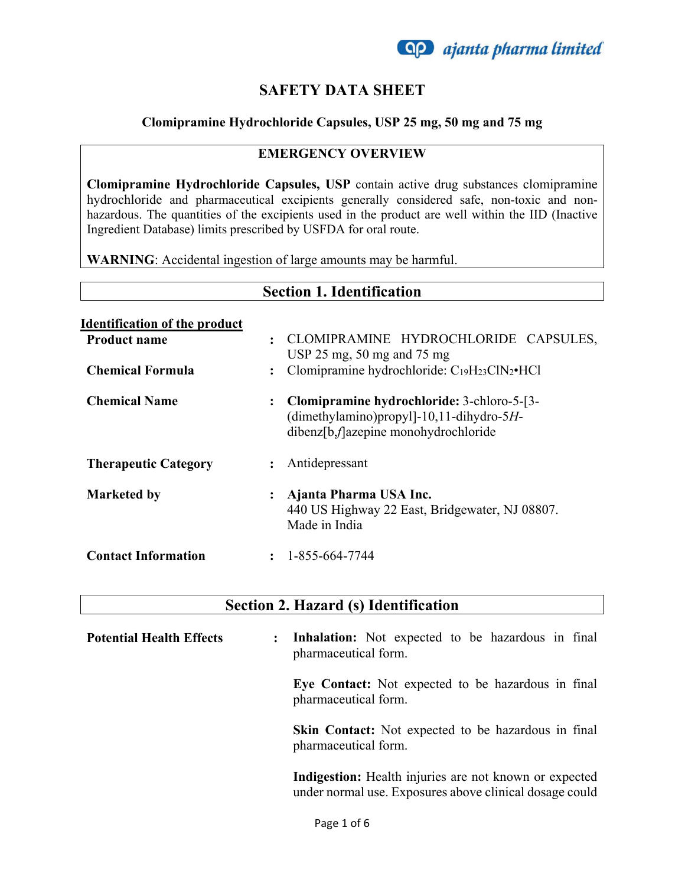# SAFETY DATA SHEET

**Clomipramine Hydrochloride Capsules, USP 25 mg, 50 mg and 75 mg**

## EMERGENCY OVERVIEW

**Clomipramine Hydrochloride Capsules, USP** contain active drug substances clomipramine hydrochloride and pharmaceutical excipients generally considered safe, non-toxic and non-hazardous. The quantities of the excipients used in the product are well within the IID (Inactive Ingredient Database) limits prescribed by USFDA for oral route.

**WARNING**: Accidental ingestion of large amounts may be harmful.

## Section 1. Identification

**Identification of the product**

**Product name** : CLOMIPRAMINE HYDROCHLORIDE CAPSULES, USP 25 mg, 50 mg and 75 mg

**Chemical Formula** : Clomipramine hydrochloride: $C_{19}H_{23}ClN_2$•HCl

**Chemical Name** : **Clomipramine hydrochloride:** 3-chloro-5-[3-(dimethylamino)propyl]-10,11-dihydro-5*H*-dibenz[b,*f*]azepine monohydrochloride

**Therapeutic Category** : Antidepressant

**Marketed by** : **Ajanta Pharma USA Inc.**
440 US Highway 22 East, Bridgewater, NJ 08807.
Made in India

**Contact Information** : 1-855-664-7744

## Section 2. Hazard (s) Identification

**Potential Health Effects** :

**Inhalation:** Not expected to be hazardous in final pharmaceutical form.

**Eye Contact:** Not expected to be hazardous in final pharmaceutical form.

**Skin Contact:** Not expected to be hazardous in final pharmaceutical form.

**Indigestion:** Health injuries are not known or expected under normal use. Exposures above clinical dosage could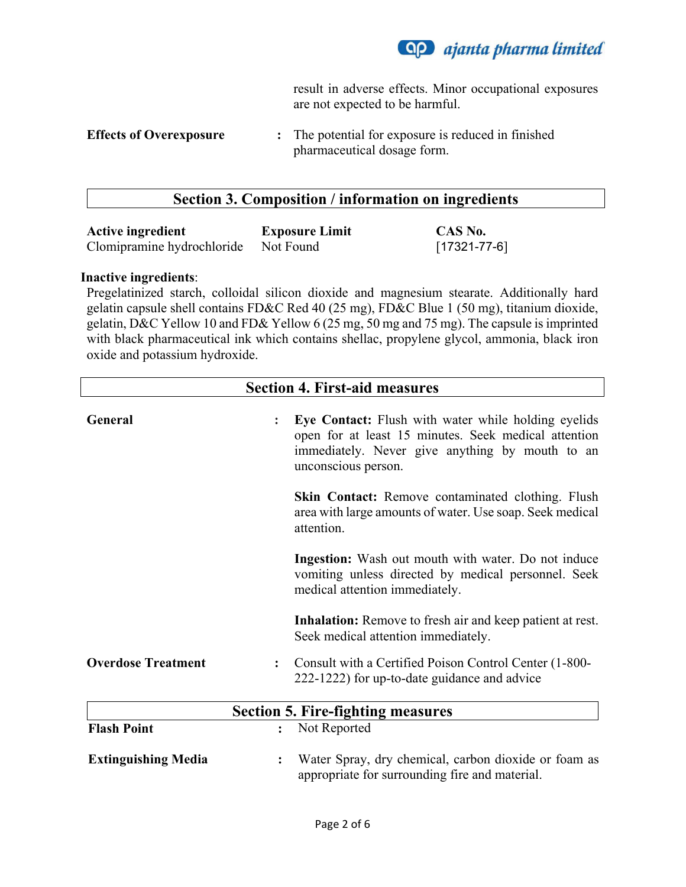result in adverse effects. Minor occupational exposures are not expected to be harmful.

**Effects of Overexposure** : The potential for exposure is reduced in finished pharmaceutical dosage form.

## Section 3. Composition / information on ingredients

| Active ingredient | Exposure Limit | CAS No. |
|---|---|---|
| Clomipramine hydrochloride | Not Found | [17321-77-6] |

**Inactive ingredients**:

Pregelatinized starch, colloidal silicon dioxide and magnesium stearate. Additionally hard gelatin capsule shell contains FD&C Red 40 (25 mg), FD&C Blue 1 (50 mg), titanium dioxide, gelatin, D&C Yellow 10 and FD& Yellow 6 (25 mg, 50 mg and 75 mg). The capsule is imprinted with black pharmaceutical ink which contains shellac, propylene glycol, ammonia, black iron oxide and potassium hydroxide.

## Section 4. First-aid measures

**General** :

**Eye Contact:** Flush with water while holding eyelids open for at least 15 minutes. Seek medical attention immediately. Never give anything by mouth to an unconscious person.

**Skin Contact:** Remove contaminated clothing. Flush area with large amounts of water. Use soap. Seek medical attention.

**Ingestion:** Wash out mouth with water. Do not induce vomiting unless directed by medical personnel. Seek medical attention immediately.

**Inhalation:** Remove to fresh air and keep patient at rest. Seek medical attention immediately.

**Overdose Treatment** : Consult with a Certified Poison Control Center (1-800-222-1222) for up-to-date guidance and advice

## Section 5. Fire-fighting measures

**Flash Point** : Not Reported

**Extinguishing Media** : Water Spray, dry chemical, carbon dioxide or foam as appropriate for surrounding fire and material.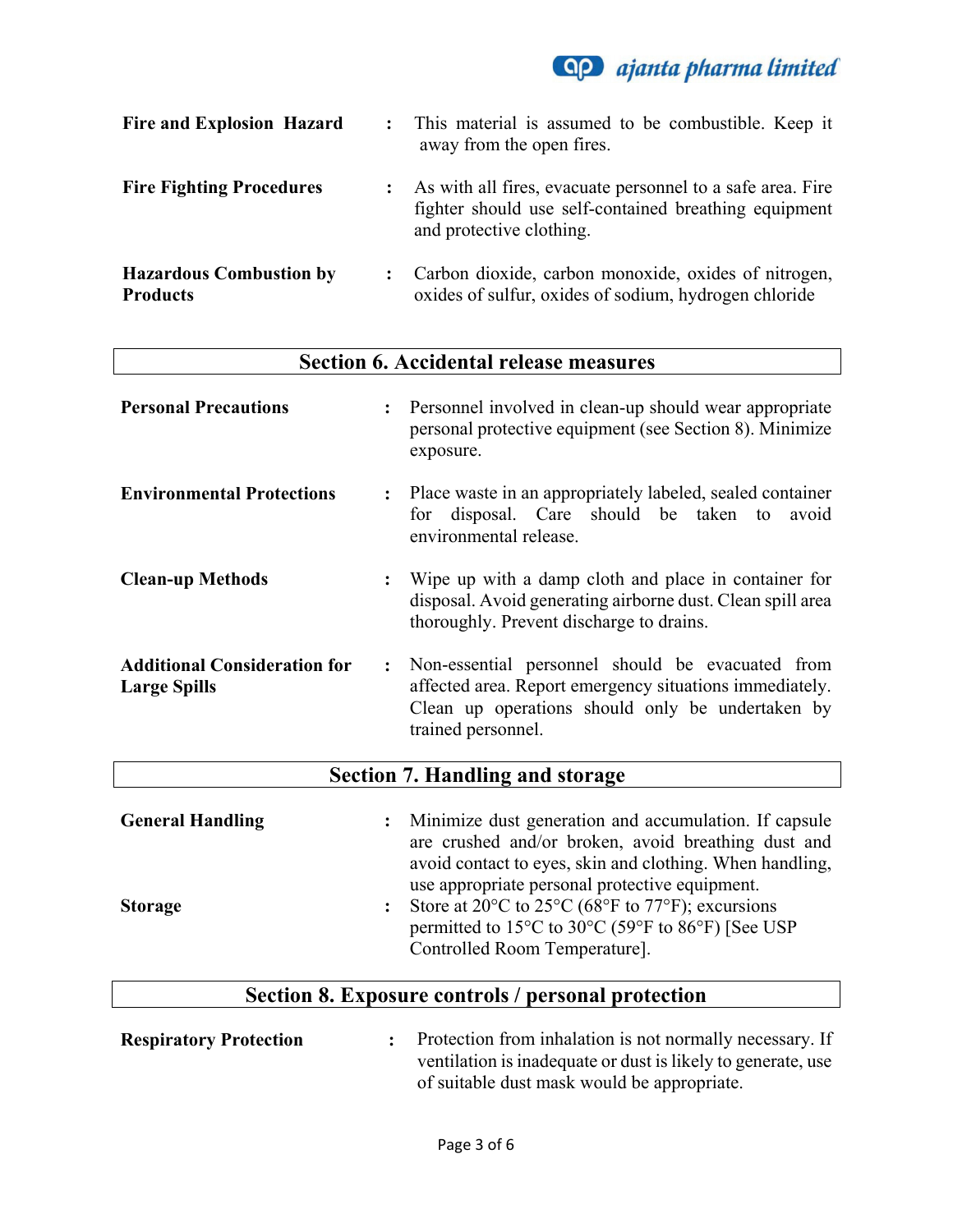**Fire and Explosion Hazard** : This material is assumed to be combustible. Keep it away from the open fires.

**Fire Fighting Procedures** : As with all fires, evacuate personnel to a safe area. Fire fighter should use self-contained breathing equipment and protective clothing.

**Hazardous Combustion by Products** : Carbon dioxide, carbon monoxide, oxides of nitrogen, oxides of sulfur, oxides of sodium, hydrogen chloride

## Section 6. Accidental release measures

**Personal Precautions** : Personnel involved in clean-up should wear appropriate personal protective equipment (see Section 8). Minimize exposure.

**Environmental Protections** : Place waste in an appropriately labeled, sealed container for disposal. Care should be taken to avoid environmental release.

**Clean-up Methods** : Wipe up with a damp cloth and place in container for disposal. Avoid generating airborne dust. Clean spill area thoroughly. Prevent discharge to drains.

**Additional Consideration for Large Spills** : Non-essential personnel should be evacuated from affected area. Report emergency situations immediately. Clean up operations should only be undertaken by trained personnel.

## Section 7. Handling and storage

**General Handling** : Minimize dust generation and accumulation. If capsule are crushed and/or broken, avoid breathing dust and avoid contact to eyes, skin and clothing. When handling, use appropriate personal protective equipment.

**Storage** : Store at 20°C to 25°C (68°F to 77°F); excursions permitted to 15°C to 30°C (59°F to 86°F) [See USP Controlled Room Temperature].

## Section 8. Exposure controls / personal protection

**Respiratory Protection** : Protection from inhalation is not normally necessary. If ventilation is inadequate or dust is likely to generate, use of suitable dust mask would be appropriate.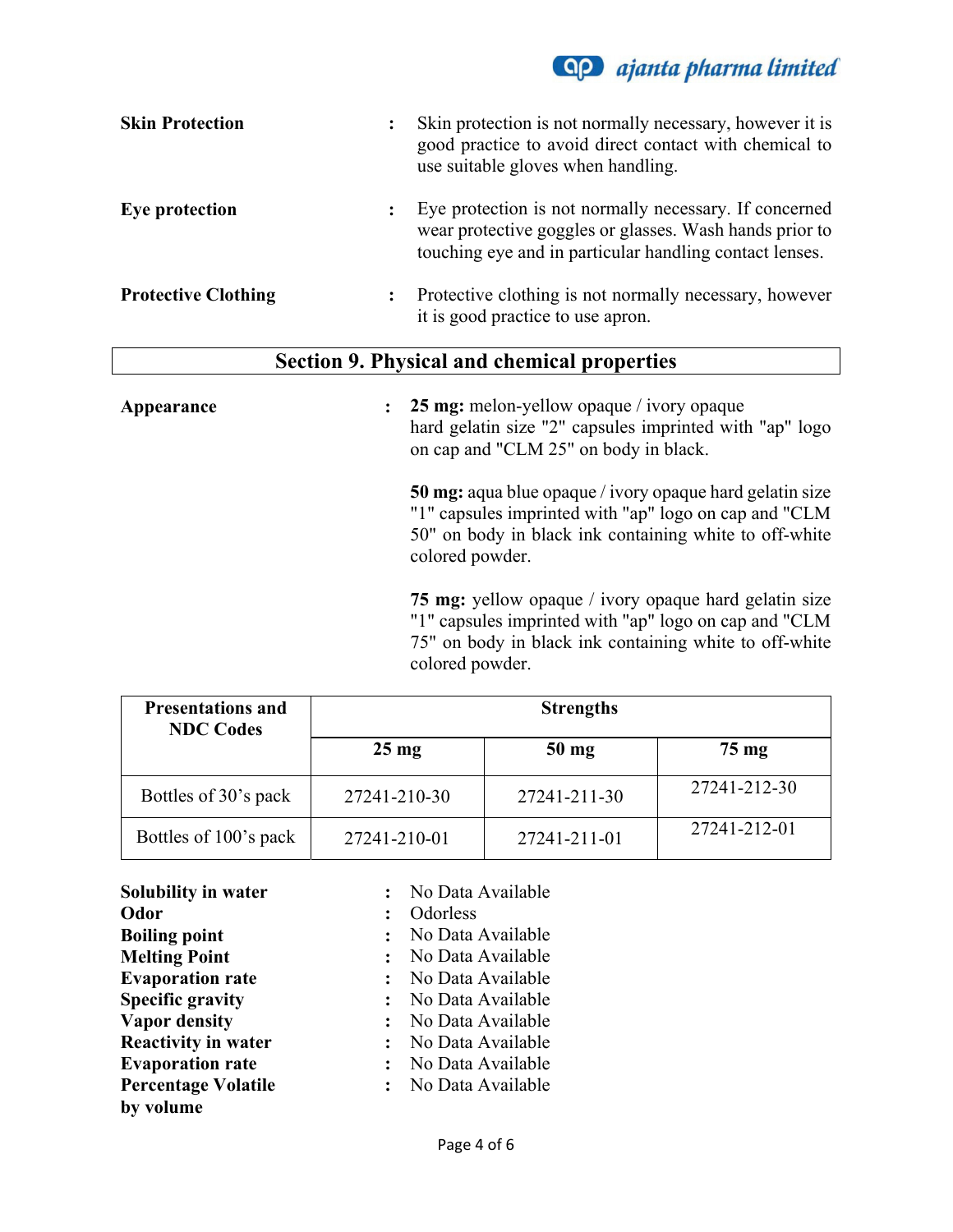**Skin Protection** : Skin protection is not normally necessary, however it is good practice to avoid direct contact with chemical to use suitable gloves when handling.

**Eye protection** : Eye protection is not normally necessary. If concerned wear protective goggles or glasses. Wash hands prior to touching eye and in particular handling contact lenses.

**Protective Clothing** : Protective clothing is not normally necessary, however it is good practice to use apron.

## Section 9. Physical and chemical properties

**Appearance** : **25 mg:** melon-yellow opaque / ivory opaque hard gelatin size "2" capsules imprinted with "ap" logo on cap and "CLM 25" on body in black.

**50 mg:** aqua blue opaque / ivory opaque hard gelatin size "1" capsules imprinted with "ap" logo on cap and "CLM 50" on body in black ink containing white to off-white colored powder.

**75 mg:** yellow opaque / ivory opaque hard gelatin size "1" capsules imprinted with "ap" logo on cap and "CLM 75" on body in black ink containing white to off-white colored powder.

| Presentations and NDC Codes | Strengths | | |
|---|---|---|---|
| | 25 mg | 50 mg | 75 mg |
| Bottles of 30's pack | 27241-210-30 | 27241-211-30 | 27241-212-30 |
| Bottles of 100's pack | 27241-210-01 | 27241-211-01 | 27241-212-01 |

**Solubility in water** : No Data Available
**Odor** : Odorless
**Boiling point** : No Data Available
**Melting Point** : No Data Available
**Evaporation rate** : No Data Available
**Specific gravity** : No Data Available
**Vapor density** : No Data Available
**Reactivity in water** : No Data Available
**Evaporation rate** : No Data Available
**Percentage Volatile by volume** : No Data Available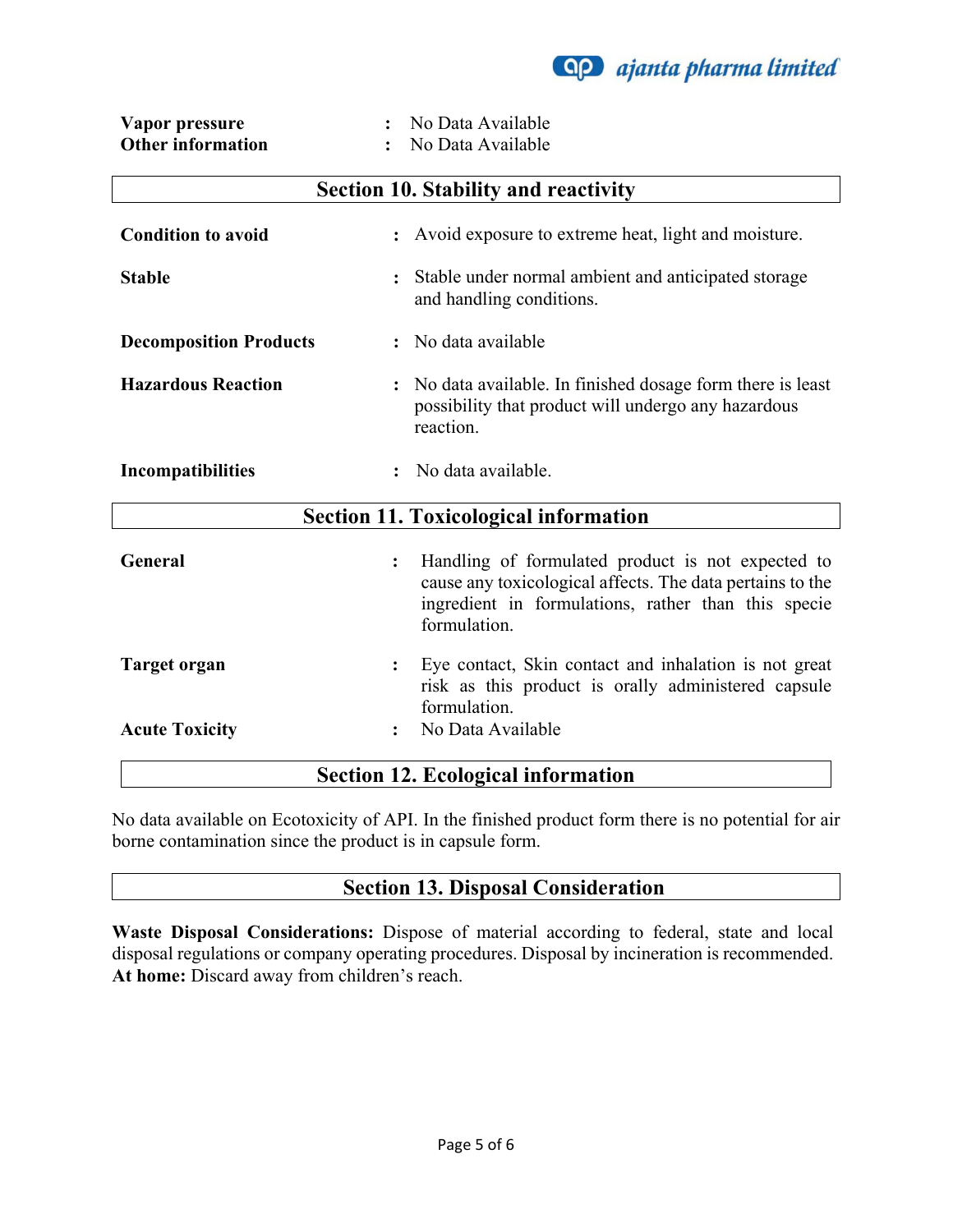| | | |
|---|---|---|
| **Vapor pressure** | : | No Data Available |
| **Other information** | : | No Data Available |

## Section 10. Stability and reactivity

| | | |
|---|---|---|
| **Condition to avoid** | : | Avoid exposure to extreme heat, light and moisture. |
| **Stable** | : | Stable under normal ambient and anticipated storage and handling conditions. |
| **Decomposition Products** | : | No data available |
| **Hazardous Reaction** | : | No data available. In finished dosage form there is least possibility that product will undergo any hazardous reaction. |
| **Incompatibilities** | : | No data available. |

## Section 11. Toxicological information

| | | |
|---|---|---|
| **General** | : | Handling of formulated product is not expected to cause any toxicological affects. The data pertains to the ingredient in formulations, rather than this specie formulation. |
| **Target organ** | : | Eye contact, Skin contact and inhalation is not great risk as this product is orally administered capsule formulation. |
| **Acute Toxicity** | : | No Data Available |

## Section 12. Ecological information

No data available on Ecotoxicity of API. In the finished product form there is no potential for air borne contamination since the product is in capsule form.

## Section 13. Disposal Consideration

**Waste Disposal Considerations:** Dispose of material according to federal, state and local disposal regulations or company operating procedures. Disposal by incineration is recommended.
**At home:** Discard away from children's reach.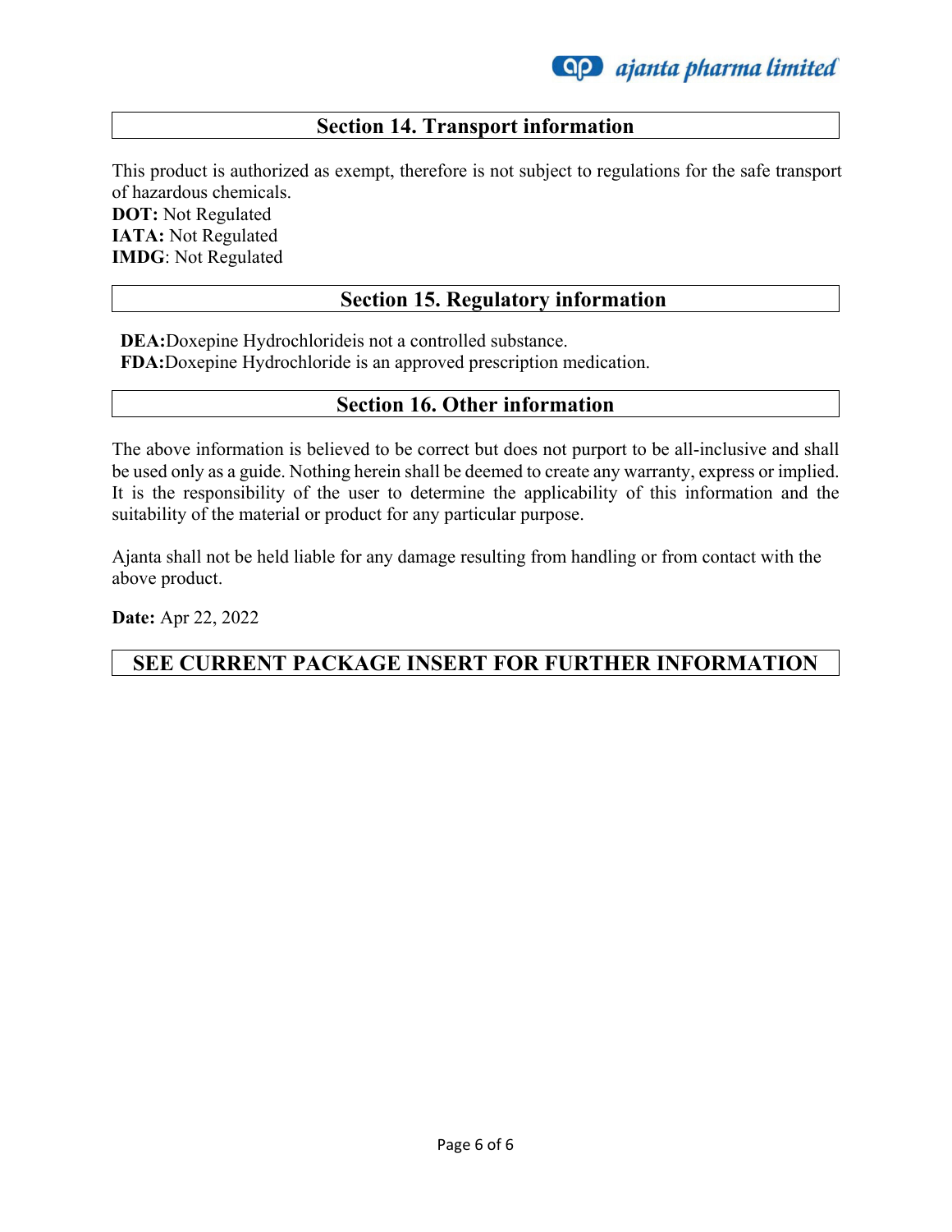## Section 14. Transport information

This product is authorized as exempt, therefore is not subject to regulations for the safe transport of hazardous chemicals.

**DOT:** Not Regulated
**IATA:** Not Regulated
**IMDG**: Not Regulated

## Section 15. Regulatory information

**DEA:**Doxepine Hydrochlorideis not a controlled substance.
**FDA:**Doxepine Hydrochloride is an approved prescription medication.

## Section 16. Other information

The above information is believed to be correct but does not purport to be all-inclusive and shall be used only as a guide. Nothing herein shall be deemed to create any warranty, express or implied. It is the responsibility of the user to determine the applicability of this information and the suitability of the material or product for any particular purpose.

Ajanta shall not be held liable for any damage resulting from handling or from contact with the above product.

**Date:** Apr 22, 2022

## SEE CURRENT PACKAGE INSERT FOR FURTHER INFORMATION